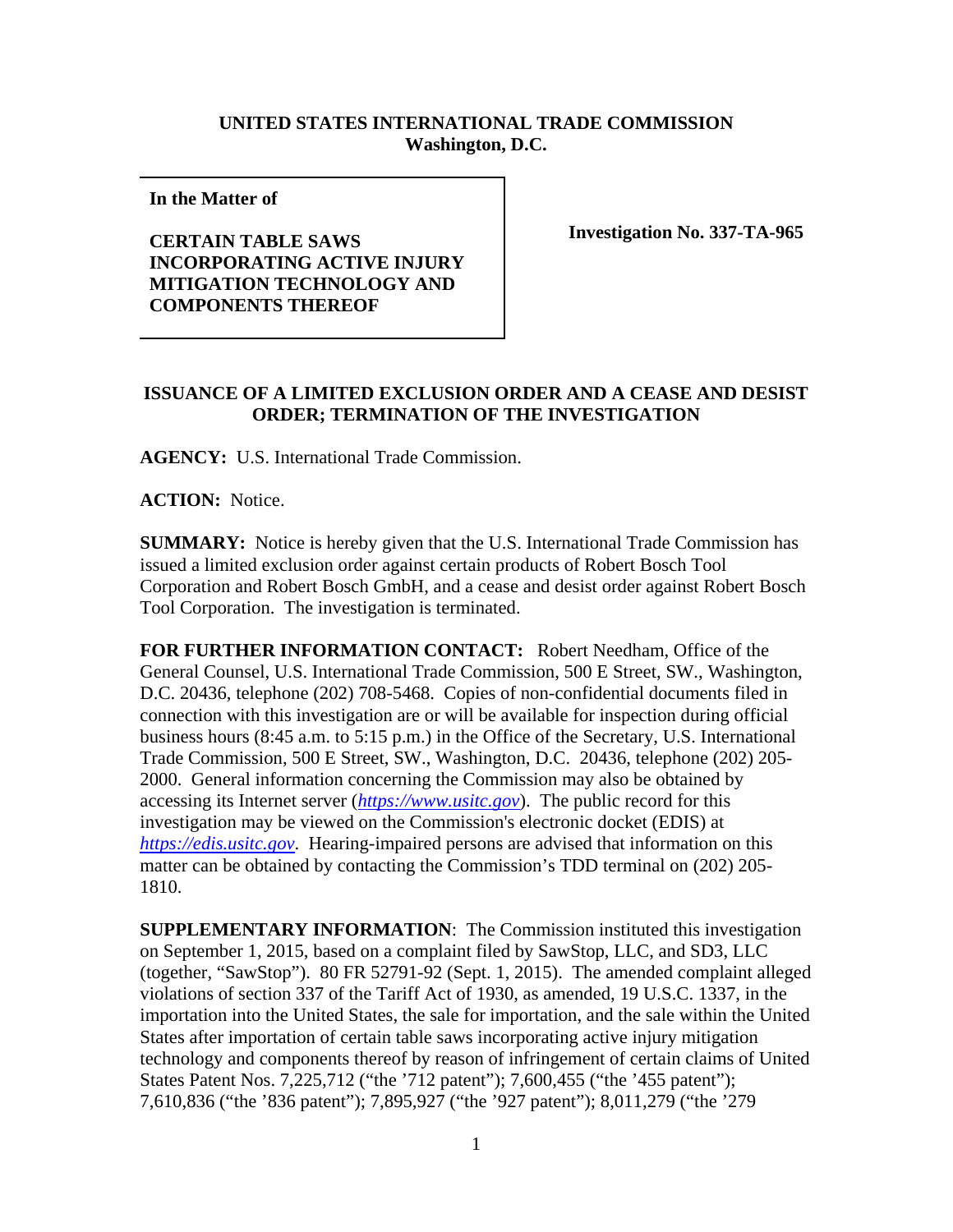**UNITED STATES INTERNATIONAL TRADE COMMISSION**
**Washington, D.C.**

| **In the Matter of**<br><br>**CERTAIN TABLE SAWS INCORPORATING ACTIVE INJURY MITIGATION TECHNOLOGY AND COMPONENTS THEREOF** | **Investigation No. 337-TA-965** |
|---|---|

**ISSUANCE OF A LIMITED EXCLUSION ORDER AND A CEASE AND DESIST ORDER; TERMINATION OF THE INVESTIGATION**

**AGENCY:** U.S. International Trade Commission.

**ACTION:** Notice.

**SUMMARY:** Notice is hereby given that the U.S. International Trade Commission has issued a limited exclusion order against certain products of Robert Bosch Tool Corporation and Robert Bosch GmbH, and a cease and desist order against Robert Bosch Tool Corporation. The investigation is terminated.

**FOR FURTHER INFORMATION CONTACT:** Robert Needham, Office of the General Counsel, U.S. International Trade Commission, 500 E Street, SW., Washington, D.C. 20436, telephone (202) 708-5468. Copies of non-confidential documents filed in connection with this investigation are or will be available for inspection during official business hours (8:45 a.m. to 5:15 p.m.) in the Office of the Secretary, U.S. International Trade Commission, 500 E Street, SW., Washington, D.C. 20436, telephone (202) 205-2000. General information concerning the Commission may also be obtained by accessing its Internet server (*https://www.usitc.gov*). The public record for this investigation may be viewed on the Commission's electronic docket (EDIS) at *https://edis.usitc.gov*. Hearing-impaired persons are advised that information on this matter can be obtained by contacting the Commission's TDD terminal on (202) 205-1810.

**SUPPLEMENTARY INFORMATION**: The Commission instituted this investigation on September 1, 2015, based on a complaint filed by SawStop, LLC, and SD3, LLC (together, "SawStop"). 80 FR 52791-92 (Sept. 1, 2015). The amended complaint alleged violations of section 337 of the Tariff Act of 1930, as amended, 19 U.S.C. 1337, in the importation into the United States, the sale for importation, and the sale within the United States after importation of certain table saws incorporating active injury mitigation technology and components thereof by reason of infringement of certain claims of United States Patent Nos. 7,225,712 ("the '712 patent"); 7,600,455 ("the '455 patent"); 7,610,836 ("the '836 patent"); 7,895,927 ("the '927 patent"); 8,011,279 ("the '279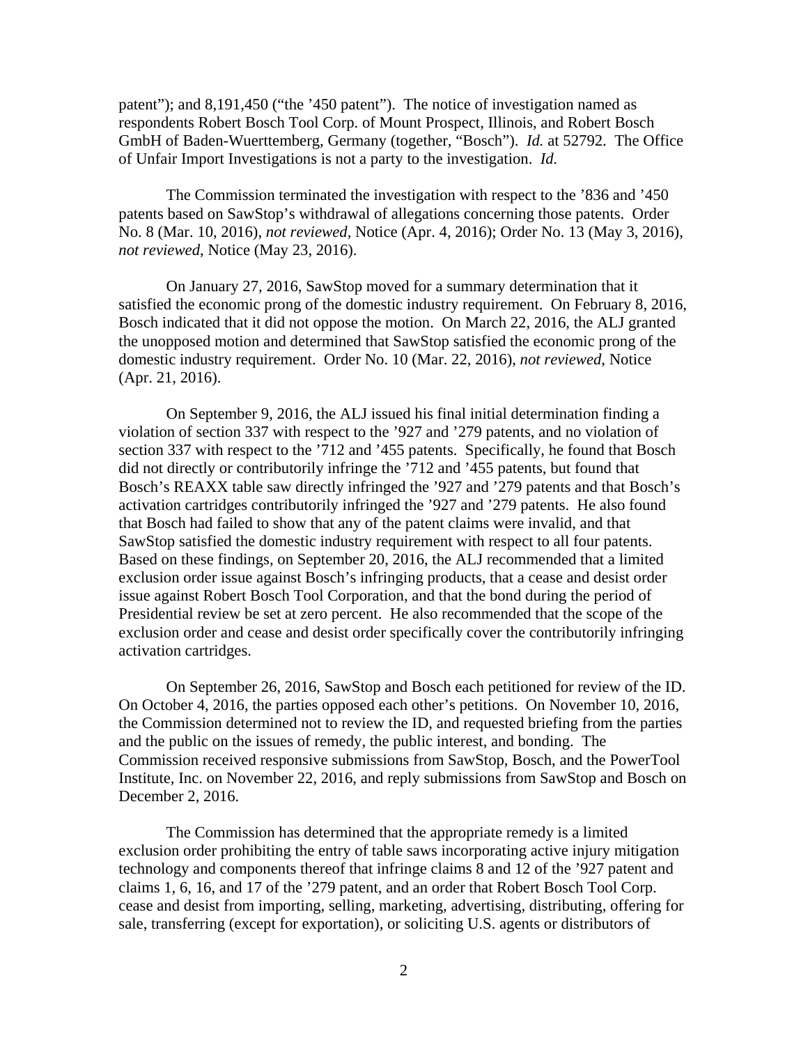patent"); and 8,191,450 ("the '450 patent"). The notice of investigation named as respondents Robert Bosch Tool Corp. of Mount Prospect, Illinois, and Robert Bosch GmbH of Baden-Wuerttemberg, Germany (together, "Bosch"). *Id.* at 52792. The Office of Unfair Import Investigations is not a party to the investigation. *Id.*

The Commission terminated the investigation with respect to the '836 and '450 patents based on SawStop's withdrawal of allegations concerning those patents. Order No. 8 (Mar. 10, 2016), *not reviewed*, Notice (Apr. 4, 2016); Order No. 13 (May 3, 2016), *not reviewed*, Notice (May 23, 2016).

On January 27, 2016, SawStop moved for a summary determination that it satisfied the economic prong of the domestic industry requirement. On February 8, 2016, Bosch indicated that it did not oppose the motion. On March 22, 2016, the ALJ granted the unopposed motion and determined that SawStop satisfied the economic prong of the domestic industry requirement. Order No. 10 (Mar. 22, 2016), *not reviewed*, Notice (Apr. 21, 2016).

On September 9, 2016, the ALJ issued his final initial determination finding a violation of section 337 with respect to the '927 and '279 patents, and no violation of section 337 with respect to the '712 and '455 patents. Specifically, he found that Bosch did not directly or contributorily infringe the '712 and '455 patents, but found that Bosch's REAXX table saw directly infringed the '927 and '279 patents and that Bosch's activation cartridges contributorily infringed the '927 and '279 patents. He also found that Bosch had failed to show that any of the patent claims were invalid, and that SawStop satisfied the domestic industry requirement with respect to all four patents. Based on these findings, on September 20, 2016, the ALJ recommended that a limited exclusion order issue against Bosch's infringing products, that a cease and desist order issue against Robert Bosch Tool Corporation, and that the bond during the period of Presidential review be set at zero percent. He also recommended that the scope of the exclusion order and cease and desist order specifically cover the contributorily infringing activation cartridges.

On September 26, 2016, SawStop and Bosch each petitioned for review of the ID. On October 4, 2016, the parties opposed each other's petitions. On November 10, 2016, the Commission determined not to review the ID, and requested briefing from the parties and the public on the issues of remedy, the public interest, and bonding. The Commission received responsive submissions from SawStop, Bosch, and the PowerTool Institute, Inc. on November 22, 2016, and reply submissions from SawStop and Bosch on December 2, 2016.

The Commission has determined that the appropriate remedy is a limited exclusion order prohibiting the entry of table saws incorporating active injury mitigation technology and components thereof that infringe claims 8 and 12 of the '927 patent and claims 1, 6, 16, and 17 of the '279 patent, and an order that Robert Bosch Tool Corp. cease and desist from importing, selling, marketing, advertising, distributing, offering for sale, transferring (except for exportation), or soliciting U.S. agents or distributors of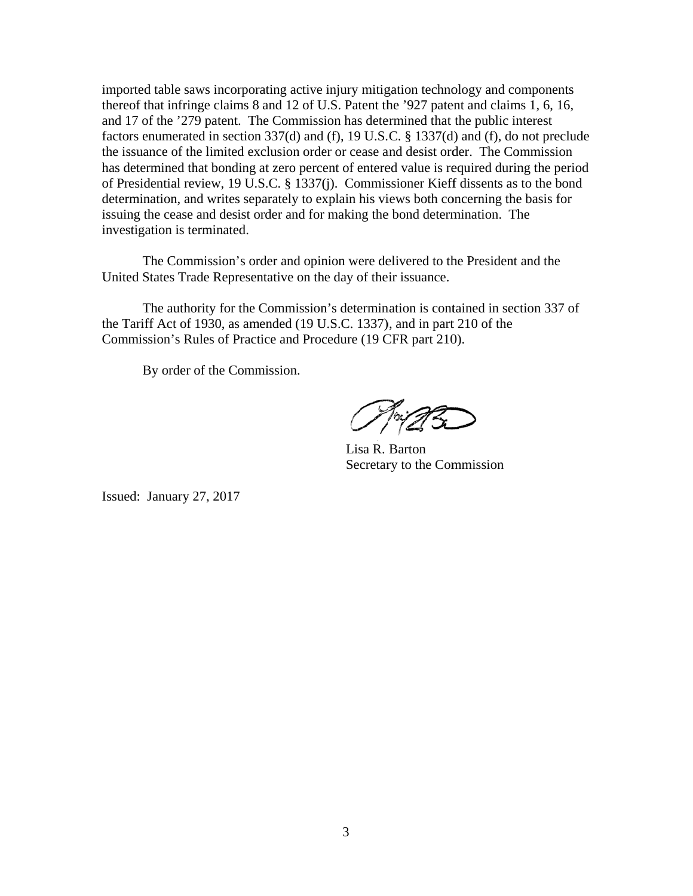imported table saws incorporating active injury mitigation technology and components thereof that infringe claims 8 and 12 of U.S. Patent the '927 patent and claims 1, 6, 16, and 17 of the '279 patent. The Commission has determined that the public interest factors enumerated in section 337(d) and (f), 19 U.S.C. § 1337(d) and (f), do not preclude the issuance of the limited exclusion order or cease and desist order. The Commission has determined that bonding at zero percent of entered value is required during the period of Presidential review, 19 U.S.C. § 1337(j). Commissioner Kieff dissents as to the bond determination, and writes separately to explain his views both concerning the basis for issuing the cease and desist order and for making the bond determination. The investigation is terminated.

The Commission's order and opinion were delivered to the President and the United States Trade Representative on the day of their issuance.

The authority for the Commission's determination is contained in section 337 of the Tariff Act of 1930, as amended (19 U.S.C. 1337), and in part 210 of the Commission's Rules of Practice and Procedure (19 CFR part 210).

By order of the Commission.

Lisa R. Barton
Secretary to the Commission

Issued: January 27, 2017